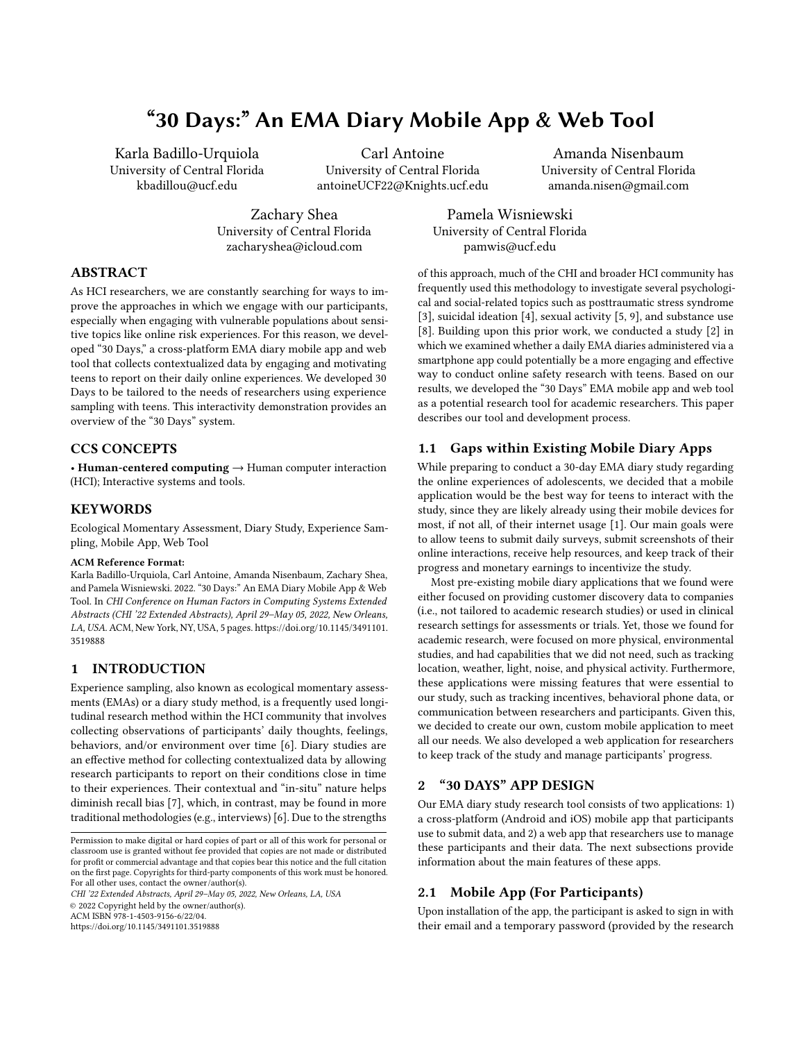# "30 Days:" An EMA Diary Mobile App & Web Tool

Karla Badillo-Urquiola
University of Central Florida
kbadillou@ucf.edu

Carl Antoine
University of Central Florida
antoineUCF22@Knights.ucf.edu

Amanda Nisenbaum
University of Central Florida
amanda.nisen@gmail.com

Zachary Shea
University of Central Florida
zacharyshea@icloud.com

Pamela Wisniewski
University of Central Florida
pamwis@ucf.edu

## ABSTRACT

As HCI researchers, we are constantly searching for ways to improve the approaches in which we engage with our participants, especially when engaging with vulnerable populations about sensitive topics like online risk experiences. For this reason, we developed "30 Days," a cross-platform EMA diary mobile app and web tool that collects contextualized data by engaging and motivating teens to report on their daily online experiences. We developed 30 Days to be tailored to the needs of researchers using experience sampling with teens. This interactivity demonstration provides an overview of the "30 Days" system.

## CCS CONCEPTS

• **Human-centered computing** → Human computer interaction (HCI); Interactive systems and tools.

## KEYWORDS

Ecological Momentary Assessment, Diary Study, Experience Sampling, Mobile App, Web Tool

**ACM Reference Format:**
Karla Badillo-Urquiola, Carl Antoine, Amanda Nisenbaum, Zachary Shea, and Pamela Wisniewski. 2022. "30 Days:" An EMA Diary Mobile App & Web Tool. In *CHI Conference on Human Factors in Computing Systems Extended Abstracts (CHI '22 Extended Abstracts), April 29–May 05, 2022, New Orleans, LA, USA.* ACM, New York, NY, USA, 5 pages. https://doi.org/10.1145/3491101.3519888

## 1 INTRODUCTION

Experience sampling, also known as ecological momentary assessments (EMAs) or a diary study method, is a frequently used longitudinal research method within the HCI community that involves collecting observations of participants' daily thoughts, feelings, behaviors, and/or environment over time [6]. Diary studies are an effective method for collecting contextualized data by allowing research participants to report on their conditions close in time to their experiences. Their contextual and "in-situ" nature helps diminish recall bias [7], which, in contrast, may be found in more traditional methodologies (e.g., interviews) [6]. Due to the strengths of this approach, much of the CHI and broader HCI community has frequently used this methodology to investigate several psychological and social-related topics such as posttraumatic stress syndrome [3], suicidal ideation [4], sexual activity [5, 9], and substance use [8]. Building upon this prior work, we conducted a study [2] in which we examined whether a daily EMA diaries administered via a smartphone app could potentially be a more engaging and effective way to conduct online safety research with teens. Based on our results, we developed the "30 Days" EMA mobile app and web tool as a potential research tool for academic researchers. This paper describes our tool and development process.

Permission to make digital or hard copies of part or all of this work for personal or classroom use is granted without fee provided that copies are not made or distributed for profit or commercial advantage and that copies bear this notice and the full citation on the first page. Copyrights for third-party components of this work must be honored. For all other uses, contact the owner/author(s).
*CHI '22 Extended Abstracts, April 29–May 05, 2022, New Orleans, LA, USA*
© 2022 Copyright held by the owner/author(s).
ACM ISBN 978-1-4503-9156-6/22/04.
https://doi.org/10.1145/3491101.3519888

### 1.1 Gaps within Existing Mobile Diary Apps

While preparing to conduct a 30-day EMA diary study regarding the online experiences of adolescents, we decided that a mobile application would be the best way for teens to interact with the study, since they are likely already using their mobile devices for most, if not all, of their internet usage [1]. Our main goals were to allow teens to submit daily surveys, submit screenshots of their online interactions, receive help resources, and keep track of their progress and monetary earnings to incentivize the study.

Most pre-existing mobile diary applications that we found were either focused on providing customer discovery data to companies (i.e., not tailored to academic research studies) or used in clinical research settings for assessments or trials. Yet, those we found for academic research, were focused on more physical, environmental studies, and had capabilities that we did not need, such as tracking location, weather, light, noise, and physical activity. Furthermore, these applications were missing features that were essential to our study, such as tracking incentives, behavioral phone data, or communication between researchers and participants. Given this, we decided to create our own, custom mobile application to meet all our needs. We also developed a web application for researchers to keep track of the study and manage participants' progress.

## 2 "30 DAYS" APP DESIGN

Our EMA diary study research tool consists of two applications: 1) a cross-platform (Android and iOS) mobile app that participants use to submit data, and 2) a web app that researchers use to manage these participants and their data. The next subsections provide information about the main features of these apps.

### 2.1 Mobile App (For Participants)

Upon installation of the app, the participant is asked to sign in with their email and a temporary password (provided by the research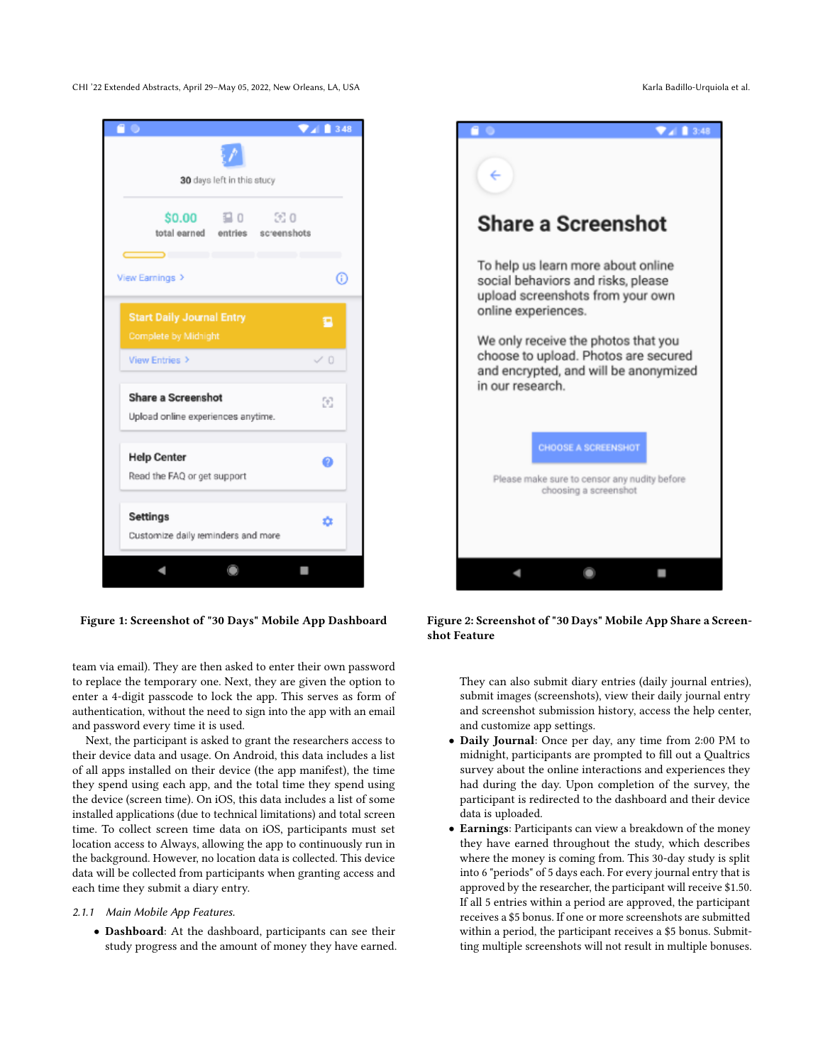Figure 1: Screenshot of "30 Days" Mobile App Dashboard

Figure 2: Screenshot of "30 Days" Mobile App Share a Screenshot Feature

team via email). They are then asked to enter their own password to replace the temporary one. Next, they are given the option to enter a 4-digit passcode to lock the app. This serves as form of authentication, without the need to sign into the app with an email and password every time it is used.

Next, the participant is asked to grant the researchers access to their device data and usage. On Android, this data includes a list of all apps installed on their device (the app manifest), the time they spend using each app, and the total time they spend using the device (screen time). On iOS, this data includes a list of some installed applications (due to technical limitations) and total screen time. To collect screen time data on iOS, participants must set location access to Always, allowing the app to continuously run in the background. However, no location data is collected. This device data will be collected from participants when granting access and each time they submit a diary entry.

*2.1.1 Main Mobile App Features.*

- **Dashboard**: At the dashboard, participants can see their study progress and the amount of money they have earned. They can also submit diary entries (daily journal entries), submit images (screenshots), view their daily journal entry and screenshot submission history, access the help center, and customize app settings.
- **Daily Journal**: Once per day, any time from 2:00 PM to midnight, participants are prompted to fill out a Qualtrics survey about the online interactions and experiences they had during the day. Upon completion of the survey, the participant is redirected to the dashboard and their device data is uploaded.
- **Earnings**: Participants can view a breakdown of the money they have earned throughout the study, which describes where the money is coming from. This 30-day study is split into 6 "periods" of 5 days each. For every journal entry that is approved by the researcher, the participant will receive $1.50. If all 5 entries within a period are approved, the participant receives a $5 bonus. If one or more screenshots are submitted within a period, the participant receives a $5 bonus. Submitting multiple screenshots will not result in multiple bonuses.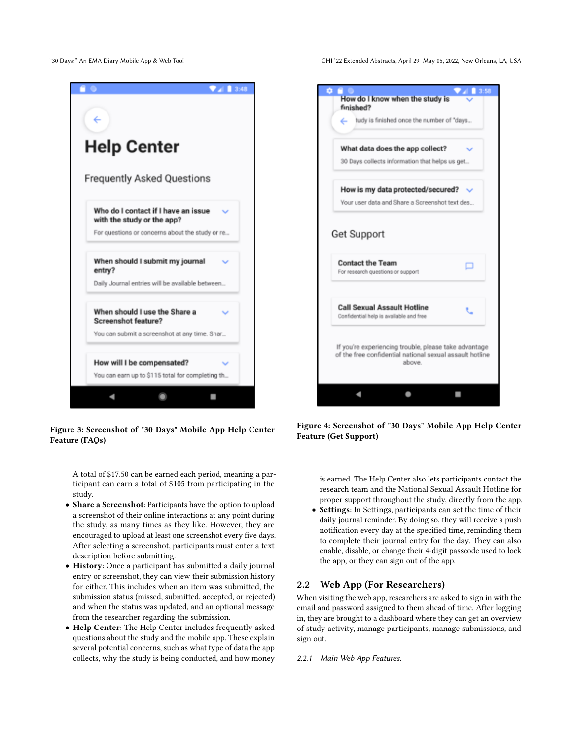Figure 3: Screenshot of "30 Days" Mobile App Help Center Feature (FAQs)

Figure 4: Screenshot of "30 Days" Mobile App Help Center Feature (Get Support)

A total of $17.50 can be earned each period, meaning a participant can earn a total of $105 from participating in the study.

- **Share a Screenshot**: Participants have the option to upload a screenshot of their online interactions at any point during the study, as many times as they like. However, they are encouraged to upload at least one screenshot every five days. After selecting a screenshot, participants must enter a text description before submitting.
- **History**: Once a participant has submitted a daily journal entry or screenshot, they can view their submission history for either. This includes when an item was submitted, the submission status (missed, submitted, accepted, or rejected) and when the status was updated, and an optional message from the researcher regarding the submission.
- **Help Center**: The Help Center includes frequently asked questions about the study and the mobile app. These explain several potential concerns, such as what type of data the app collects, why the study is being conducted, and how money is earned. The Help Center also lets participants contact the research team and the National Sexual Assault Hotline for proper support throughout the study, directly from the app.
- **Settings**: In Settings, participants can set the time of their daily journal reminder. By doing so, they will receive a push notification every day at the specified time, reminding them to complete their journal entry for the day. They can also enable, disable, or change their 4-digit passcode used to lock the app, or they can sign out of the app.

## 2.2 Web App (For Researchers)

When visiting the web app, researchers are asked to sign in with the email and password assigned to them ahead of time. After logging in, they are brought to a dashboard where they can get an overview of study activity, manage participants, manage submissions, and sign out.

### 2.2.1 Main Web App Features.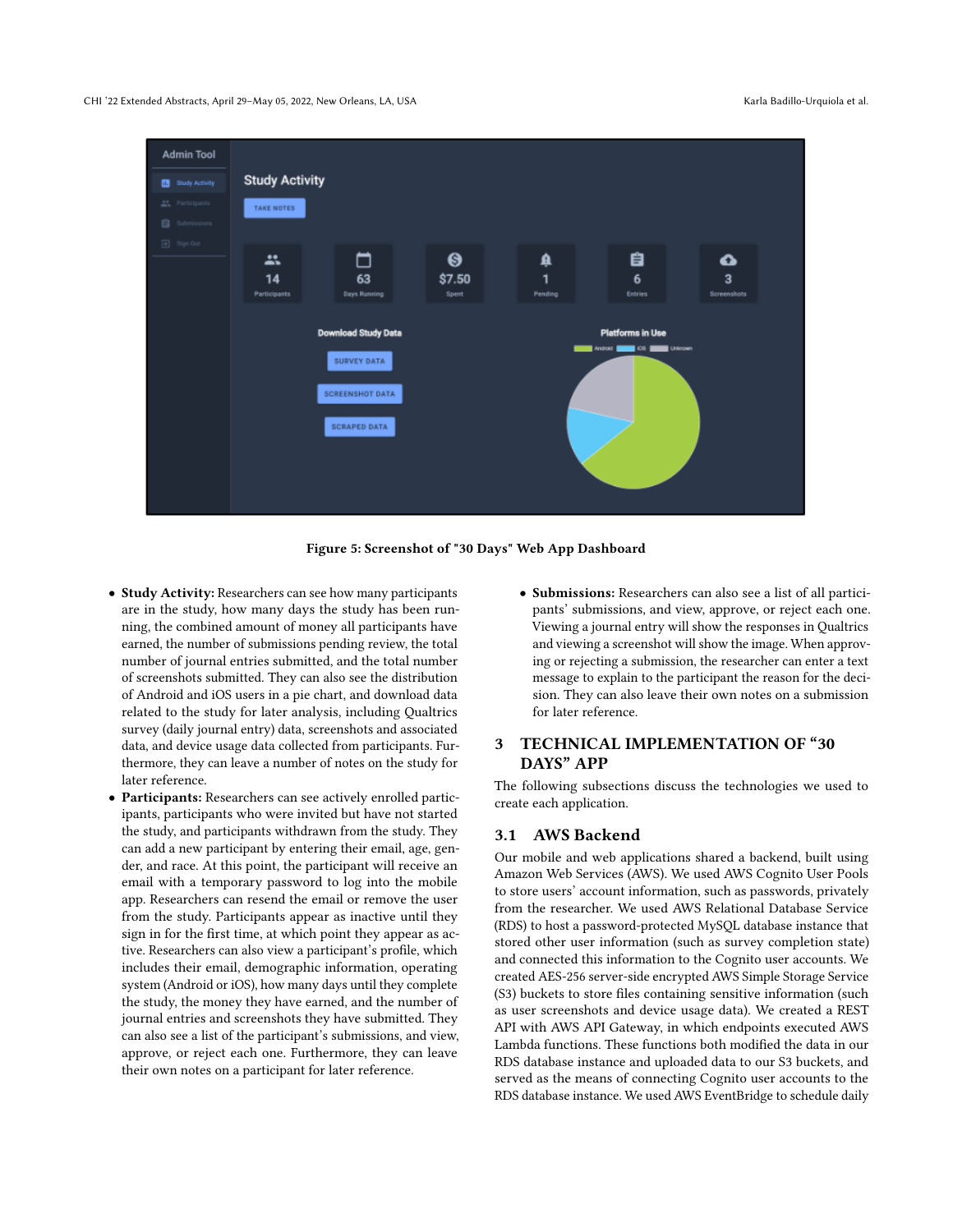Figure 5: Screenshot of "30 Days" Web App Dashboard

- **Study Activity:** Researchers can see how many participants are in the study, how many days the study has been running, the combined amount of money all participants have earned, the number of submissions pending review, the total number of journal entries submitted, and the total number of screenshots submitted. They can also see the distribution of Android and iOS users in a pie chart, and download data related to the study for later analysis, including Qualtrics survey (daily journal entry) data, screenshots and associated data, and device usage data collected from participants. Furthermore, they can leave a number of notes on the study for later reference.
- **Participants:** Researchers can see actively enrolled participants, participants who were invited but have not started the study, and participants withdrawn from the study. They can add a new participant by entering their email, age, gender, and race. At this point, the participant will receive an email with a temporary password to log into the mobile app. Researchers can resend the email or remove the user from the study. Participants appear as inactive until they sign in for the first time, at which point they appear as active. Researchers can also view a participant's profile, which includes their email, demographic information, operating system (Android or iOS), how many days until they complete the study, the money they have earned, and the number of journal entries and screenshots they have submitted. They can also see a list of the participant's submissions, and view, approve, or reject each one. Furthermore, they can leave their own notes on a participant for later reference.
- **Submissions:** Researchers can also see a list of all participants' submissions, and view, approve, or reject each one. Viewing a journal entry will show the responses in Qualtrics and viewing a screenshot will show the image. When approving or rejecting a submission, the researcher can enter a text message to explain to the participant the reason for the decision. They can also leave their own notes on a submission for later reference.

## 3 TECHNICAL IMPLEMENTATION OF "30 DAYS" APP

The following subsections discuss the technologies we used to create each application.

### 3.1 AWS Backend

Our mobile and web applications shared a backend, built using Amazon Web Services (AWS). We used AWS Cognito User Pools to store users' account information, such as passwords, privately from the researcher. We used AWS Relational Database Service (RDS) to host a password-protected MySQL database instance that stored other user information (such as survey completion state) and connected this information to the Cognito user accounts. We created AES-256 server-side encrypted AWS Simple Storage Service (S3) buckets to store files containing sensitive information (such as user screenshots and device usage data). We created a REST API with AWS API Gateway, in which endpoints executed AWS Lambda functions. These functions both modified the data in our RDS database instance and uploaded data to our S3 buckets, and served as the means of connecting Cognito user accounts to the RDS database instance. We used AWS EventBridge to schedule daily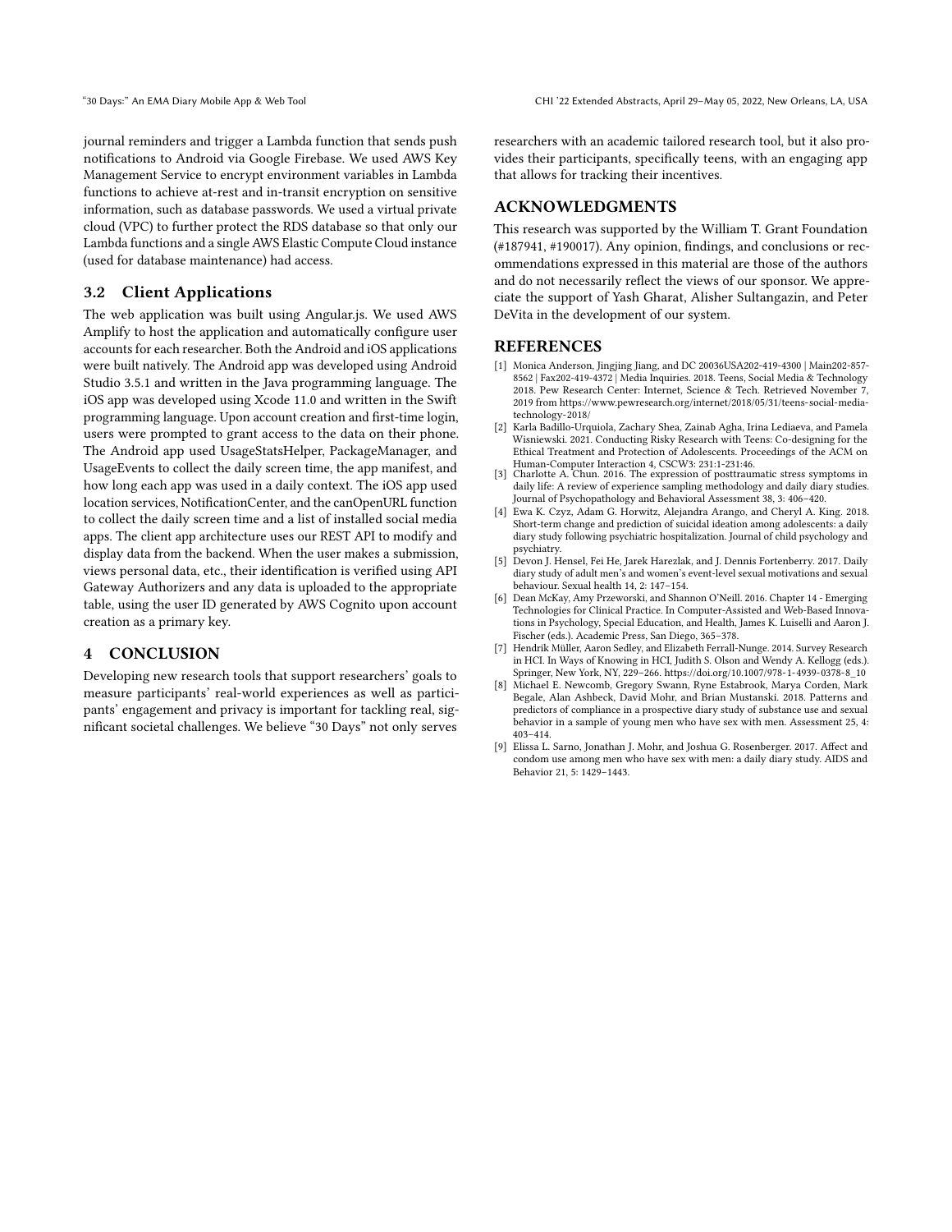journal reminders and trigger a Lambda function that sends push notifications to Android via Google Firebase. We used AWS Key Management Service to encrypt environment variables in Lambda functions to achieve at-rest and in-transit encryption on sensitive information, such as database passwords. We used a virtual private cloud (VPC) to further protect the RDS database so that only our Lambda functions and a single AWS Elastic Compute Cloud instance (used for database maintenance) had access.

### 3.2 Client Applications

The web application was built using Angular.js. We used AWS Amplify to host the application and automatically configure user accounts for each researcher. Both the Android and iOS applications were built natively. The Android app was developed using Android Studio 3.5.1 and written in the Java programming language. The iOS app was developed using Xcode 11.0 and written in the Swift programming language. Upon account creation and first-time login, users were prompted to grant access to the data on their phone. The Android app used UsageStatsHelper, PackageManager, and UsageEvents to collect the daily screen time, the app manifest, and how long each app was used in a daily context. The iOS app used location services, NotificationCenter, and the canOpenURL function to collect the daily screen time and a list of installed social media apps. The client app architecture uses our REST API to modify and display data from the backend. When the user makes a submission, views personal data, etc., their identification is verified using API Gateway Authorizers and any data is uploaded to the appropriate table, using the user ID generated by AWS Cognito upon account creation as a primary key.

## 4 CONCLUSION

Developing new research tools that support researchers' goals to measure participants' real-world experiences as well as participants' engagement and privacy is important for tackling real, significant societal challenges. We believe "30 Days" not only serves researchers with an academic tailored research tool, but it also provides their participants, specifically teens, with an engaging app that allows for tracking their incentives.

## ACKNOWLEDGMENTS

This research was supported by the William T. Grant Foundation (#187941, #190017). Any opinion, findings, and conclusions or recommendations expressed in this material are those of the authors and do not necessarily reflect the views of our sponsor. We appreciate the support of Yash Gharat, Alisher Sultangazin, and Peter DeVita in the development of our system.

## REFERENCES

[1] Monica Anderson, Jingjing Jiang, and DC 20036USA202-419-4300 | Main202-857-8562 | Fax202-419-4372 | Media Inquiries. 2018. Teens, Social Media & Technology 2018. Pew Research Center: Internet, Science & Tech. Retrieved November 7, 2019 from https://www.pewresearch.org/internet/2018/05/31/teens-social-media-technology-2018/

[2] Karla Badillo-Urquiola, Zachary Shea, Zainab Agha, Irina Lediaeva, and Pamela Wisniewski. 2021. Conducting Risky Research with Teens: Co-designing for the Ethical Treatment and Protection of Adolescents. Proceedings of the ACM on Human-Computer Interaction 4, CSCW3: 231:1-231:46.

[3] Charlotte A. Chun. 2016. The expression of posttraumatic stress symptoms in daily life: A review of experience sampling methodology and daily diary studies. Journal of Psychopathology and Behavioral Assessment 38, 3: 406–420.

[4] Ewa K. Czyz, Adam G. Horwitz, Alejandra Arango, and Cheryl A. King. 2018. Short-term change and prediction of suicidal ideation among adolescents: a daily diary study following psychiatric hospitalization. Journal of child psychology and psychiatry.

[5] Devon J. Hensel, Fei He, Jarek Harezlak, and J. Dennis Fortenberry. 2017. Daily diary study of adult men's and women's event-level sexual motivations and sexual behaviour. Sexual health 14, 2: 147–154.

[6] Dean McKay, Amy Przeworski, and Shannon O'Neill. 2016. Chapter 14 - Emerging Technologies for Clinical Practice. In Computer-Assisted and Web-Based Innovations in Psychology, Special Education, and Health, James K. Luiselli and Aaron J. Fischer (eds.). Academic Press, San Diego, 365–378.

[7] Hendrik Müller, Aaron Sedley, and Elizabeth Ferrall-Nunge. 2014. Survey Research in HCI. In Ways of Knowing in HCI, Judith S. Olson and Wendy A. Kellogg (eds.). Springer, New York, NY, 229–266. https://doi.org/10.1007/978-1-4939-0378-8_10

[8] Michael E. Newcomb, Gregory Swann, Ryne Estabrook, Marya Corden, Mark Begale, Alan Ashbeck, David Mohr, and Brian Mustanski. 2018. Patterns and predictors of compliance in a prospective diary study of substance use and sexual behavior in a sample of young men who have sex with men. Assessment 25, 4: 403–414.

[9] Elissa L. Sarno, Jonathan J. Mohr, and Joshua G. Rosenberger. 2017. Affect and condom use among men who have sex with men: a daily diary study. AIDS and Behavior 21, 5: 1429–1443.